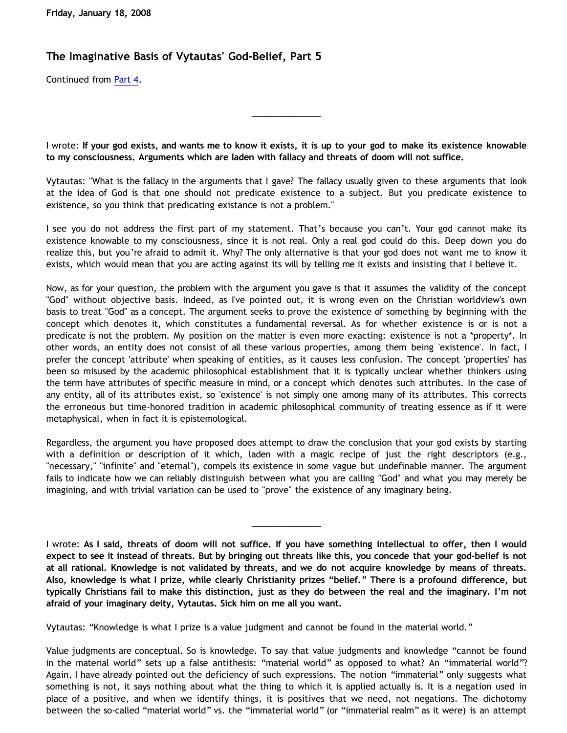Friday, January 18, 2008

# The Imaginative Basis of Vytautas' God-Belief, Part 5

Continued from Part 4.

---

I wrote: **If your god exists, and wants me to know it exists, it is up to your god to make its existence knowable to my consciousness. Arguments which are laden with fallacy and threats of doom will not suffice.**

Vytautas: "What is the fallacy in the arguments that I gave? The fallacy usually given to these arguments that look at the idea of God is that one should not predicate existence to a subject. But you predicate existence to existence, so you think that predicating existance is not a problem."

I see you do not address the first part of my statement. That's because you can't. Your god cannot make its existence knowable to my consciousness, since it is not real. Only a real god could do this. Deep down you do realize this, but you're afraid to admit it. Why? The only alternative is that your god does not want me to know it exists, which would mean that you are acting against its will by telling me it exists and insisting that I believe it.

Now, as for your question, the problem with the argument you gave is that it assumes the validity of the concept "God" without objective basis. Indeed, as I've pointed out, it is wrong even on the Christian worldview's own basis to treat "God" as a concept. The argument seeks to prove the existence of something by beginning with the concept which denotes it, which constitutes a fundamental reversal. As for whether existence is or is not a predicate is not the problem. My position on the matter is even more exacting: existence is not a *property*. In other words, an entity does not consist of all these various properties, among them being 'existence'. In fact, I prefer the concept 'attribute' when speaking of entities, as it causes less confusion. The concept 'properties' has been so misused by the academic philosophical establishment that it is typically unclear whether thinkers using the term have attributes of specific measure in mind, or a concept which denotes such attributes. In the case of any entity, all of its attributes exist, so 'existence' is not simply one among many of its attributes. This corrects the erroneous but time-honored tradition in academic philosophical community of treating essence as if it were metaphysical, when in fact it is epistemological.

Regardless, the argument you have proposed does attempt to draw the conclusion that your god exists by starting with a definition or description of it which, laden with a magic recipe of just the right descriptors (e.g., "necessary," "infinite" and "eternal"), compels its existence in some vague but undefinable manner. The argument fails to indicate how we can reliably distinguish between what you are calling "God" and what you may merely be imagining, and with trivial variation can be used to "prove" the existence of any imaginary being.

---

I wrote: **As I said, threats of doom will not suffice. If you have something intellectual to offer, then I would expect to see it instead of threats. But by bringing out threats like this, you concede that your god-belief is not at all rational. Knowledge is not validated by threats, and we do not acquire knowledge by means of threats. Also, knowledge is what I prize, while clearly Christianity prizes "belief." There is a profound difference, but typically Christians fail to make this distinction, just as they do between the real and the imaginary. I'm not afraid of your imaginary deity, Vytautas. Sick him on me all you want.**

Vytautas: "Knowledge is what I prize is a value judgment and cannot be found in the material world."

Value judgments are conceptual. So is knowledge. To say that value judgments and knowledge "cannot be found in the material world" sets up a false antithesis: "material world" as opposed to what? An "immaterial world"? Again, I have already pointed out the deficiency of such expressions. The notion "immaterial" only suggests what something is not, it says nothing about what the thing to which it is applied actually is. It is a negation used in place of a positive, and when we identify things, it is positives that we need, not negations. The dichotomy between the so-called "material world" vs. the "immaterial world" (or "immaterial realm" as it were) is an attempt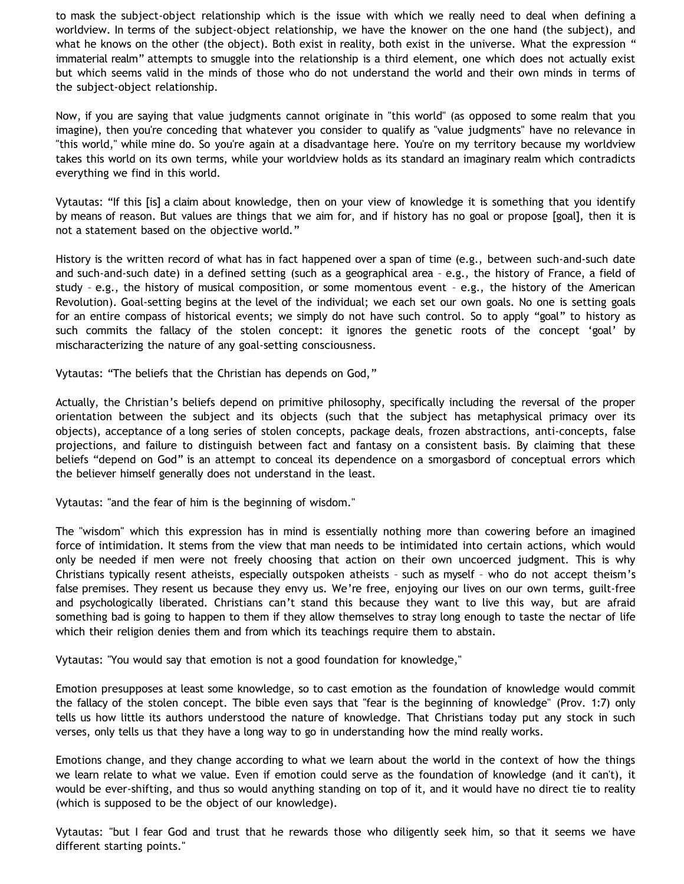to mask the subject-object relationship which is the issue with which we really need to deal when defining a worldview. In terms of the subject-object relationship, we have the knower on the one hand (the subject), and what he knows on the other (the object). Both exist in reality, both exist in the universe. What the expression " immaterial realm" attempts to smuggle into the relationship is a third element, one which does not actually exist but which seems valid in the minds of those who do not understand the world and their own minds in terms of the subject-object relationship.

Now, if you are saying that value judgments cannot originate in "this world" (as opposed to some realm that you imagine), then you're conceding that whatever you consider to qualify as "value judgments" have no relevance in "this world," while mine do. So you're again at a disadvantage here. You're on my territory because my worldview takes this world on its own terms, while your worldview holds as its standard an imaginary realm which contradicts everything we find in this world.

Vytautas: "If this [is] a claim about knowledge, then on your view of knowledge it is something that you identify by means of reason. But values are things that we aim for, and if history has no goal or propose [goal], then it is not a statement based on the objective world."

History is the written record of what has in fact happened over a span of time (e.g., between such-and-such date and such-and-such date) in a defined setting (such as a geographical area – e.g., the history of France, a field of study – e.g., the history of musical composition, or some momentous event – e.g., the history of the American Revolution). Goal-setting begins at the level of the individual; we each set our own goals. No one is setting goals for an entire compass of historical events; we simply do not have such control. So to apply "goal" to history as such commits the fallacy of the stolen concept: it ignores the genetic roots of the concept 'goal' by mischaracterizing the nature of any goal-setting consciousness.

Vytautas: "The beliefs that the Christian has depends on God,"

Actually, the Christian's beliefs depend on primitive philosophy, specifically including the reversal of the proper orientation between the subject and its objects (such that the subject has metaphysical primacy over its objects), acceptance of a long series of stolen concepts, package deals, frozen abstractions, anti-concepts, false projections, and failure to distinguish between fact and fantasy on a consistent basis. By claiming that these beliefs "depend on God" is an attempt to conceal its dependence on a smorgasbord of conceptual errors which the believer himself generally does not understand in the least.

Vytautas: "and the fear of him is the beginning of wisdom."

The "wisdom" which this expression has in mind is essentially nothing more than cowering before an imagined force of intimidation. It stems from the view that man needs to be intimidated into certain actions, which would only be needed if men were not freely choosing that action on their own uncoerced judgment. This is why Christians typically resent atheists, especially outspoken atheists – such as myself – who do not accept theism's false premises. They resent us because they envy us. We're free, enjoying our lives on our own terms, guilt-free and psychologically liberated. Christians can't stand this because they want to live this way, but are afraid something bad is going to happen to them if they allow themselves to stray long enough to taste the nectar of life which their religion denies them and from which its teachings require them to abstain.

Vytautas: "You would say that emotion is not a good foundation for knowledge,"

Emotion presupposes at least some knowledge, so to cast emotion as the foundation of knowledge would commit the fallacy of the stolen concept. The bible even says that "fear is the beginning of knowledge" (Prov. 1:7) only tells us how little its authors understood the nature of knowledge. That Christians today put any stock in such verses, only tells us that they have a long way to go in understanding how the mind really works.

Emotions change, and they change according to what we learn about the world in the context of how the things we learn relate to what we value. Even if emotion could serve as the foundation of knowledge (and it can't), it would be ever-shifting, and thus so would anything standing on top of it, and it would have no direct tie to reality (which is supposed to be the object of our knowledge).

Vytautas: "but I fear God and trust that he rewards those who diligently seek him, so that it seems we have different starting points."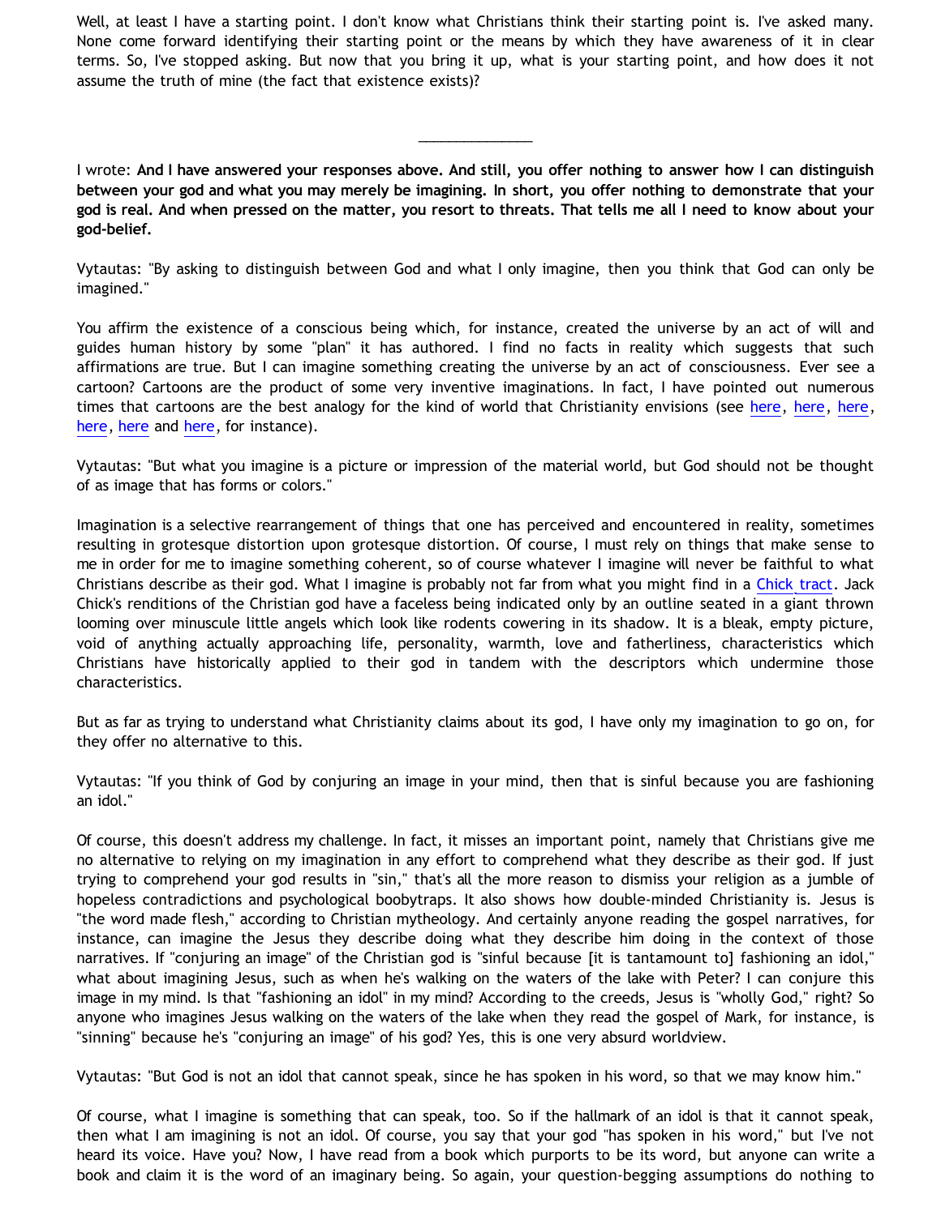Well, at least I have a starting point. I don't know what Christians think their starting point is. I've asked many. None come forward identifying their starting point or the means by which they have awareness of it in clear terms. So, I've stopped asking. But now that you bring it up, what is your starting point, and how does it not assume the truth of mine (the fact that existence exists)?

---

I wrote: **And I have answered your responses above. And still, you offer nothing to answer how I can distinguish between your god and what you may merely be imagining. In short, you offer nothing to demonstrate that your god is real. And when pressed on the matter, you resort to threats. That tells me all I need to know about your god-belief.**

Vytautas: "By asking to distinguish between God and what I only imagine, then you think that God can only be imagined."

You affirm the existence of a conscious being which, for instance, created the universe by an act of will and guides human history by some "plan" it has authored. I find no facts in reality which suggests that such affirmations are true. But I can imagine something creating the universe by an act of consciousness. Ever see a cartoon? Cartoons are the product of some very inventive imaginations. In fact, I have pointed out numerous times that cartoons are the best analogy for the kind of world that Christianity envisions (see here, here, here, here, here and here, for instance).

Vytautas: "But what you imagine is a picture or impression of the material world, but God should not be thought of as image that has forms or colors."

Imagination is a selective rearrangement of things that one has perceived and encountered in reality, sometimes resulting in grotesque distortion upon grotesque distortion. Of course, I must rely on things that make sense to me in order for me to imagine something coherent, so of course whatever I imagine will never be faithful to what Christians describe as their god. What I imagine is probably not far from what you might find in a Chick tract. Jack Chick's renditions of the Christian god have a faceless being indicated only by an outline seated in a giant thrown looming over minuscule little angels which look like rodents cowering in its shadow. It is a bleak, empty picture, void of anything actually approaching life, personality, warmth, love and fatherliness, characteristics which Christians have historically applied to their god in tandem with the descriptors which undermine those characteristics.

But as far as trying to understand what Christianity claims about its god, I have only my imagination to go on, for they offer no alternative to this.

Vytautas: "If you think of God by conjuring an image in your mind, then that is sinful because you are fashioning an idol."

Of course, this doesn't address my challenge. In fact, it misses an important point, namely that Christians give me no alternative to relying on my imagination in any effort to comprehend what they describe as their god. If just trying to comprehend your god results in "sin," that's all the more reason to dismiss your religion as a jumble of hopeless contradictions and psychological boobytraps. It also shows how double-minded Christianity is. Jesus is "the word made flesh," according to Christian mytheology. And certainly anyone reading the gospel narratives, for instance, can imagine the Jesus they describe doing what they describe him doing in the context of those narratives. If "conjuring an image" of the Christian god is "sinful because [it is tantamount to] fashioning an idol," what about imagining Jesus, such as when he's walking on the waters of the lake with Peter? I can conjure this image in my mind. Is that "fashioning an idol" in my mind? According to the creeds, Jesus is "wholly God," right? So anyone who imagines Jesus walking on the waters of the lake when they read the gospel of Mark, for instance, is "sinning" because he's "conjuring an image" of his god? Yes, this is one very absurd worldview.

Vytautas: "But God is not an idol that cannot speak, since he has spoken in his word, so that we may know him."

Of course, what I imagine is something that can speak, too. So if the hallmark of an idol is that it cannot speak, then what I am imagining is not an idol. Of course, you say that your god "has spoken in his word," but I've not heard its voice. Have you? Now, I have read from a book which purports to be its word, but anyone can write a book and claim it is the word of an imaginary being. So again, your question-begging assumptions do nothing to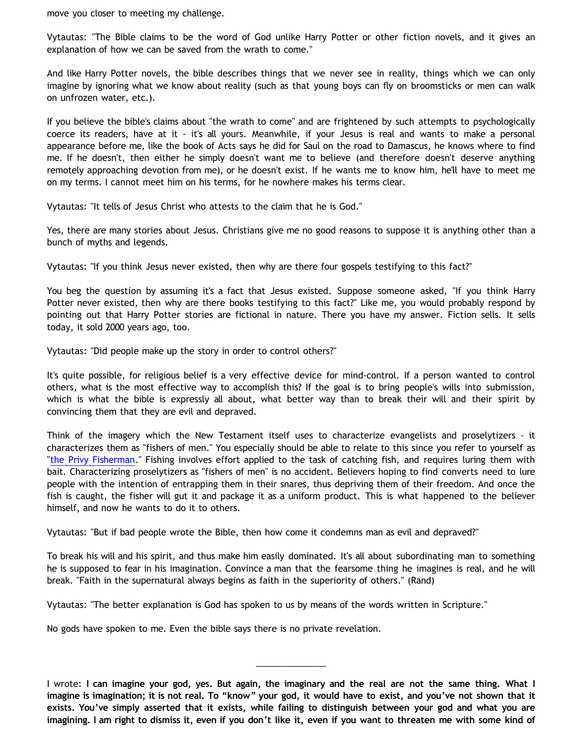move you closer to meeting my challenge.

Vytautas: "The Bible claims to be the word of God unlike Harry Potter or other fiction novels, and it gives an explanation of how we can be saved from the wrath to come."

And like Harry Potter novels, the bible describes things that we never see in reality, things which we can only imagine by ignoring what we know about reality (such as that young boys can fly on broomsticks or men can walk on unfrozen water, etc.).

If you believe the bible's claims about "the wrath to come" and are frightened by such attempts to psychologically coerce its readers, have at it - it's all yours. Meanwhile, if your Jesus is real and wants to make a personal appearance before me, like the book of Acts says he did for Saul on the road to Damascus, he knows where to find me. If he doesn't, then either he simply doesn't want me to believe (and therefore doesn't deserve anything remotely approaching devotion from me), or he doesn't exist. If he wants me to know him, he'll have to meet me on my terms. I cannot meet him on his terms, for he nowhere makes his terms clear.

Vytautas: "It tells of Jesus Christ who attests to the claim that he is God."

Yes, there are many stories about Jesus. Christians give me no good reasons to suppose it is anything other than a bunch of myths and legends.

Vytautas: "If you think Jesus never existed, then why are there four gospels testifying to this fact?"

You beg the question by assuming it's a fact that Jesus existed. Suppose someone asked, "If you think Harry Potter never existed, then why are there books testifying to this fact?" Like me, you would probably respond by pointing out that Harry Potter stories are fictional in nature. There you have my answer. Fiction sells. It sells today, it sold 2000 years ago, too.

Vytautas: "Did people make up the story in order to control others?"

It's quite possible, for religious belief is a very effective device for mind-control. If a person wanted to control others, what is the most effective way to accomplish this? If the goal is to bring people's wills into submission, which is what the bible is expressly all about, what better way than to break their will and their spirit by convincing them that they are evil and depraved.

Think of the imagery which the New Testament itself uses to characterize evangelists and proselytizers - it characterizes them as "fishers of men." You especially should be able to relate to this since you refer to yourself as "the Privy Fisherman." Fishing involves effort applied to the task of catching fish, and requires luring them with bait. Characterizing proselytizers as "fishers of men" is no accident. Believers hoping to find converts need to lure people with the intention of entrapping them in their snares, thus depriving them of their freedom. And once the fish is caught, the fisher will gut it and package it as a uniform product. This is what happened to the believer himself, and now he wants to do it to others.

Vytautas: "But if bad people wrote the Bible, then how come it condemns man as evil and depraved?"

To break his will and his spirit, and thus make him easily dominated. It's all about subordinating man to something he is supposed to fear in his imagination. Convince a man that the fearsome thing he imagines is real, and he will break. "Faith in the supernatural always begins as faith in the superiority of others." (Rand)

Vytautas: "The better explanation is God has spoken to us by means of the words written in Scripture."

No gods have spoken to me. Even the bible says there is no private revelation.

---

I wrote: **I can imagine your god, yes. But again, the imaginary and the real are not the same thing. What I imagine is imagination; it is not real. To "know" your god, it would have to exist, and you've not shown that it exists. You've simply asserted that it exists, while failing to distinguish between your god and what you are imagining. I am right to dismiss it, even if you don't like it, even if you want to threaten me with some kind of**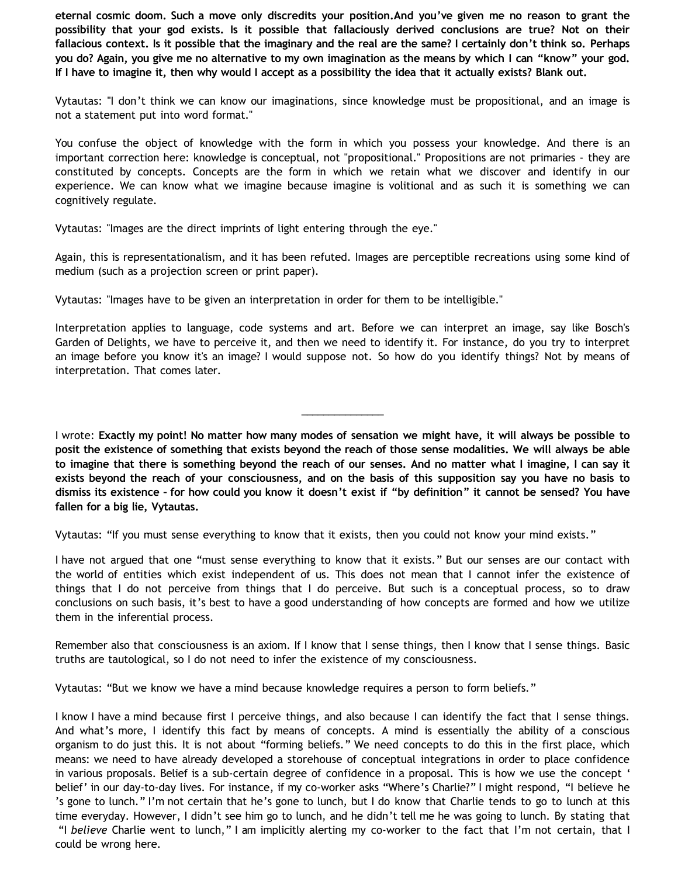**eternal cosmic doom. Such a move only discredits your position.And you've given me no reason to grant the possibility that your god exists. Is it possible that fallaciously derived conclusions are true? Not on their fallacious context. Is it possible that the imaginary and the real are the same? I certainly don't think so. Perhaps you do? Again, you give me no alternative to my own imagination as the means by which I can "know" your god. If I have to imagine it, then why would I accept as a possibility the idea that it actually exists? Blank out.**

Vytautas: "I don't think we can know our imaginations, since knowledge must be propositional, and an image is not a statement put into word format."

You confuse the object of knowledge with the form in which you possess your knowledge. And there is an important correction here: knowledge is conceptual, not "propositional." Propositions are not primaries - they are constituted by concepts. Concepts are the form in which we retain what we discover and identify in our experience. We can know what we imagine because imagine is volitional and as such it is something we can cognitively regulate.

Vytautas: "Images are the direct imprints of light entering through the eye."

Again, this is representationalism, and it has been refuted. Images are perceptible recreations using some kind of medium (such as a projection screen or print paper).

Vytautas: "Images have to be given an interpretation in order for them to be intelligible."

Interpretation applies to language, code systems and art. Before we can interpret an image, say like Bosch's Garden of Delights, we have to perceive it, and then we need to identify it. For instance, do you try to interpret an image before you know it's an image? I would suppose not. So how do you identify things? Not by means of interpretation. That comes later.

______________

I wrote: **Exactly my point! No matter how many modes of sensation we might have, it will always be possible to posit the existence of something that exists beyond the reach of those sense modalities. We will always be able to imagine that there is something beyond the reach of our senses. And no matter what I imagine, I can say it exists beyond the reach of your consciousness, and on the basis of this supposition say you have no basis to dismiss its existence – for how could you know it doesn't exist if "by definition" it cannot be sensed? You have fallen for a big lie, Vytautas.**

Vytautas: "If you must sense everything to know that it exists, then you could not know your mind exists."

I have not argued that one "must sense everything to know that it exists." But our senses are our contact with the world of entities which exist independent of us. This does not mean that I cannot infer the existence of things that I do not perceive from things that I do perceive. But such is a conceptual process, so to draw conclusions on such basis, it's best to have a good understanding of how concepts are formed and how we utilize them in the inferential process.

Remember also that consciousness is an axiom. If I know that I sense things, then I know that I sense things. Basic truths are tautological, so I do not need to infer the existence of my consciousness.

Vytautas: "But we know we have a mind because knowledge requires a person to form beliefs."

I know I have a mind because first I perceive things, and also because I can identify the fact that I sense things. And what's more, I identify this fact by means of concepts. A mind is essentially the ability of a conscious organism to do just this. It is not about "forming beliefs." We need concepts to do this in the first place, which means: we need to have already developed a storehouse of conceptual integrations in order to place confidence in various proposals. Belief is a sub-certain degree of confidence in a proposal. This is how we use the concept 'belief' in our day-to-day lives. For instance, if my co-worker asks "Where's Charlie?" I might respond, "I believe he's gone to lunch." I'm not certain that he's gone to lunch, but I do know that Charlie tends to go to lunch at this time everyday. However, I didn't see him go to lunch, and he didn't tell me he was going to lunch. By stating that "I *believe* Charlie went to lunch," I am implicitly alerting my co-worker to the fact that I'm not certain, that I could be wrong here.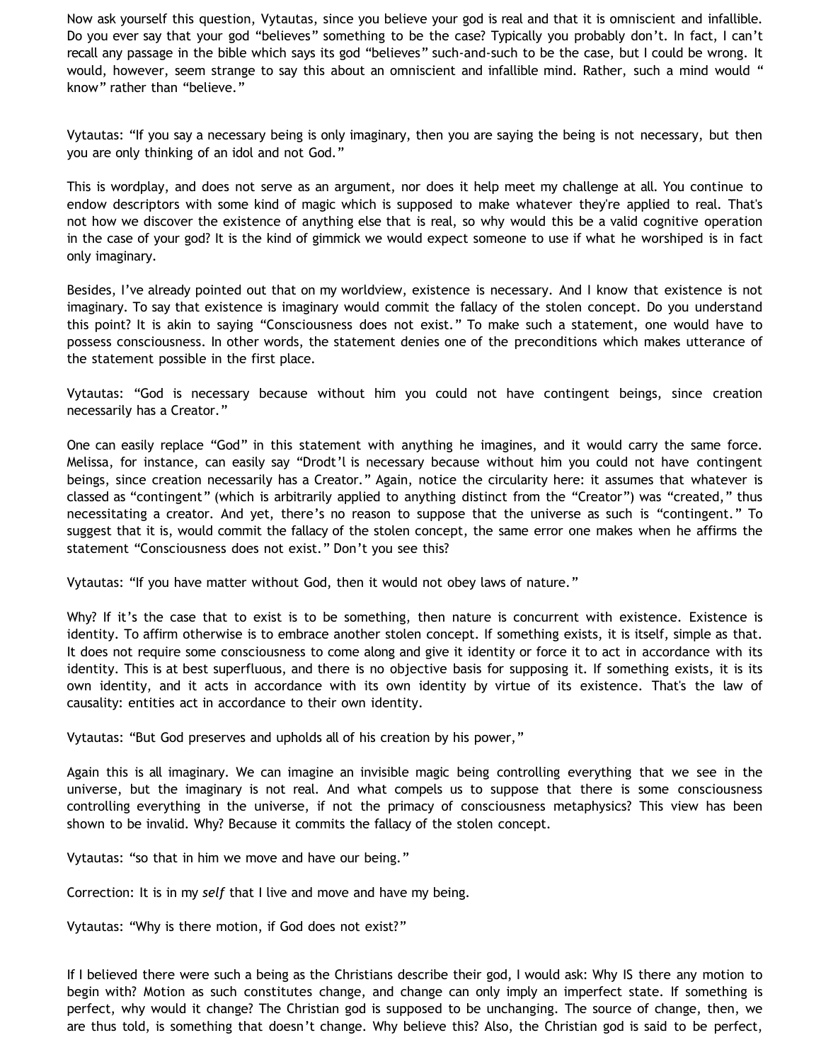Now ask yourself this question, Vytautas, since you believe your god is real and that it is omniscient and infallible. Do you ever say that your god "believes" something to be the case? Typically you probably don't. In fact, I can't recall any passage in the bible which says its god "believes" such-and-such to be the case, but I could be wrong. It would, however, seem strange to say this about an omniscient and infallible mind. Rather, such a mind would " know" rather than "believe."

Vytautas: "If you say a necessary being is only imaginary, then you are saying the being is not necessary, but then you are only thinking of an idol and not God."

This is wordplay, and does not serve as an argument, nor does it help meet my challenge at all. You continue to endow descriptors with some kind of magic which is supposed to make whatever they're applied to real. That's not how we discover the existence of anything else that is real, so why would this be a valid cognitive operation in the case of your god? It is the kind of gimmick we would expect someone to use if what he worshiped is in fact only imaginary.

Besides, I've already pointed out that on my worldview, existence is necessary. And I know that existence is not imaginary. To say that existence is imaginary would commit the fallacy of the stolen concept. Do you understand this point? It is akin to saying "Consciousness does not exist." To make such a statement, one would have to possess consciousness. In other words, the statement denies one of the preconditions which makes utterance of the statement possible in the first place.

Vytautas: "God is necessary because without him you could not have contingent beings, since creation necessarily has a Creator."

One can easily replace "God" in this statement with anything he imagines, and it would carry the same force. Melissa, for instance, can easily say "Drodt'l is necessary because without him you could not have contingent beings, since creation necessarily has a Creator." Again, notice the circularity here: it assumes that whatever is classed as "contingent" (which is arbitrarily applied to anything distinct from the "Creator") was "created," thus necessitating a creator. And yet, there's no reason to suppose that the universe as such is "contingent." To suggest that it is, would commit the fallacy of the stolen concept, the same error one makes when he affirms the statement "Consciousness does not exist." Don't you see this?

Vytautas: "If you have matter without God, then it would not obey laws of nature."

Why? If it's the case that to exist is to be something, then nature is concurrent with existence. Existence is identity. To affirm otherwise is to embrace another stolen concept. If something exists, it is itself, simple as that. It does not require some consciousness to come along and give it identity or force it to act in accordance with its identity. This is at best superfluous, and there is no objective basis for supposing it. If something exists, it is its own identity, and it acts in accordance with its own identity by virtue of its existence. That's the law of causality: entities act in accordance to their own identity.

Vytautas: "But God preserves and upholds all of his creation by his power,"

Again this is all imaginary. We can imagine an invisible magic being controlling everything that we see in the universe, but the imaginary is not real. And what compels us to suppose that there is some consciousness controlling everything in the universe, if not the primacy of consciousness metaphysics? This view has been shown to be invalid. Why? Because it commits the fallacy of the stolen concept.

Vytautas: "so that in him we move and have our being."

Correction: It is in my *self* that I live and move and have my being.

Vytautas: "Why is there motion, if God does not exist?"

If I believed there were such a being as the Christians describe their god, I would ask: Why IS there any motion to begin with? Motion as such constitutes change, and change can only imply an imperfect state. If something is perfect, why would it change? The Christian god is supposed to be unchanging. The source of change, then, we are thus told, is something that doesn't change. Why believe this? Also, the Christian god is said to be perfect,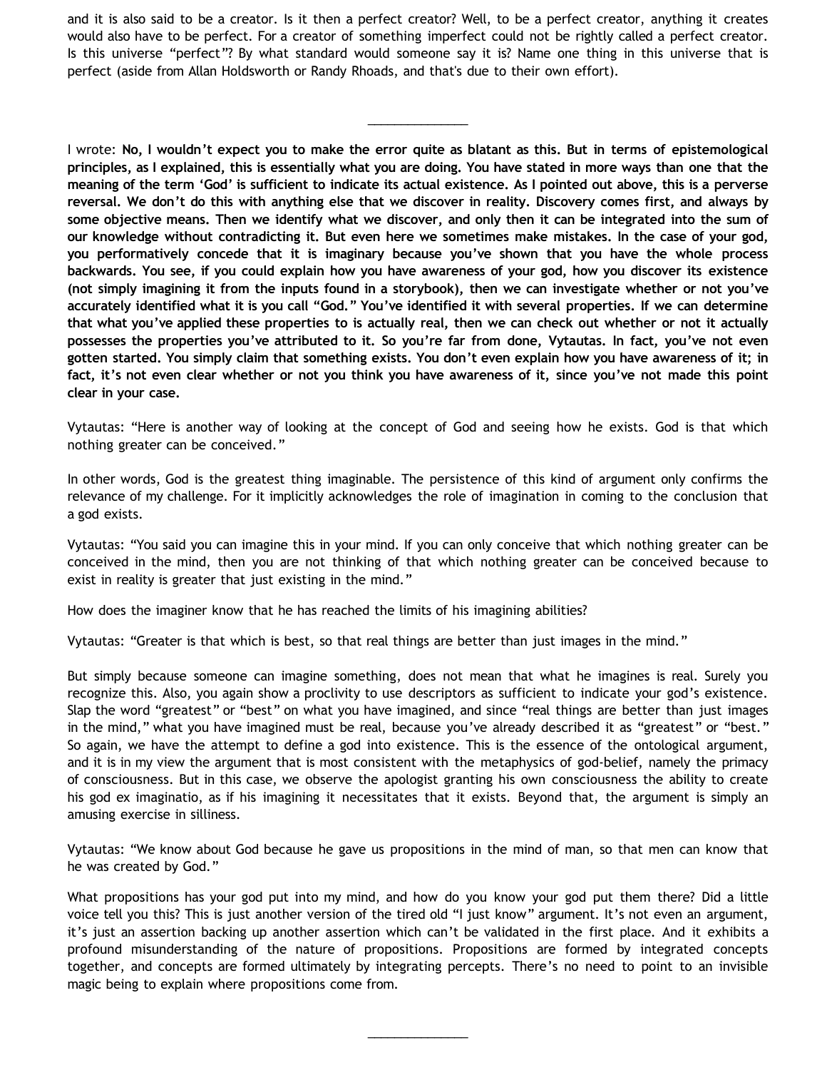and it is also said to be a creator. Is it then a perfect creator? Well, to be a perfect creator, anything it creates would also have to be perfect. For a creator of something imperfect could not be rightly called a perfect creator. Is this universe "perfect"? By what standard would someone say it is? Name one thing in this universe that is perfect (aside from Allan Holdsworth or Randy Rhoads, and that's due to their own effort).

_______________

I wrote: **No, I wouldn't expect you to make the error quite as blatant as this. But in terms of epistemological principles, as I explained, this is essentially what you are doing. You have stated in more ways than one that the meaning of the term 'God' is sufficient to indicate its actual existence. As I pointed out above, this is a perverse reversal. We don't do this with anything else that we discover in reality. Discovery comes first, and always by some objective means. Then we identify what we discover, and only then it can be integrated into the sum of our knowledge without contradicting it. But even here we sometimes make mistakes. In the case of your god, you performatively concede that it is imaginary because you've shown that you have the whole process backwards. You see, if you could explain how you have awareness of your god, how you discover its existence (not simply imagining it from the inputs found in a storybook), then we can investigate whether or not you've accurately identified what it is you call "God." You've identified it with several properties. If we can determine that what you've applied these properties to is actually real, then we can check out whether or not it actually possesses the properties you've attributed to it. So you're far from done, Vytautas. In fact, you've not even gotten started. You simply claim that something exists. You don't even explain how you have awareness of it; in fact, it's not even clear whether or not you think you have awareness of it, since you've not made this point clear in your case.**

Vytautas: "Here is another way of looking at the concept of God and seeing how he exists. God is that which nothing greater can be conceived."

In other words, God is the greatest thing imaginable. The persistence of this kind of argument only confirms the relevance of my challenge. For it implicitly acknowledges the role of imagination in coming to the conclusion that a god exists.

Vytautas: "You said you can imagine this in your mind. If you can only conceive that which nothing greater can be conceived in the mind, then you are not thinking of that which nothing greater can be conceived because to exist in reality is greater that just existing in the mind."

How does the imaginer know that he has reached the limits of his imagining abilities?

Vytautas: "Greater is that which is best, so that real things are better than just images in the mind."

But simply because someone can imagine something, does not mean that what he imagines is real. Surely you recognize this. Also, you again show a proclivity to use descriptors as sufficient to indicate your god's existence. Slap the word "greatest" or "best" on what you have imagined, and since "real things are better than just images in the mind," what you have imagined must be real, because you've already described it as "greatest" or "best." So again, we have the attempt to define a god into existence. This is the essence of the ontological argument, and it is in my view the argument that is most consistent with the metaphysics of god-belief, namely the primacy of consciousness. But in this case, we observe the apologist granting his own consciousness the ability to create his god ex imaginatio, as if his imagining it necessitates that it exists. Beyond that, the argument is simply an amusing exercise in silliness.

Vytautas: "We know about God because he gave us propositions in the mind of man, so that men can know that he was created by God."

What propositions has your god put into my mind, and how do you know your god put them there? Did a little voice tell you this? This is just another version of the tired old "I just know" argument. It's not even an argument, it's just an assertion backing up another assertion which can't be validated in the first place. And it exhibits a profound misunderstanding of the nature of propositions. Propositions are formed by integrated concepts together, and concepts are formed ultimately by integrating percepts. There's no need to point to an invisible magic being to explain where propositions come from.

_______________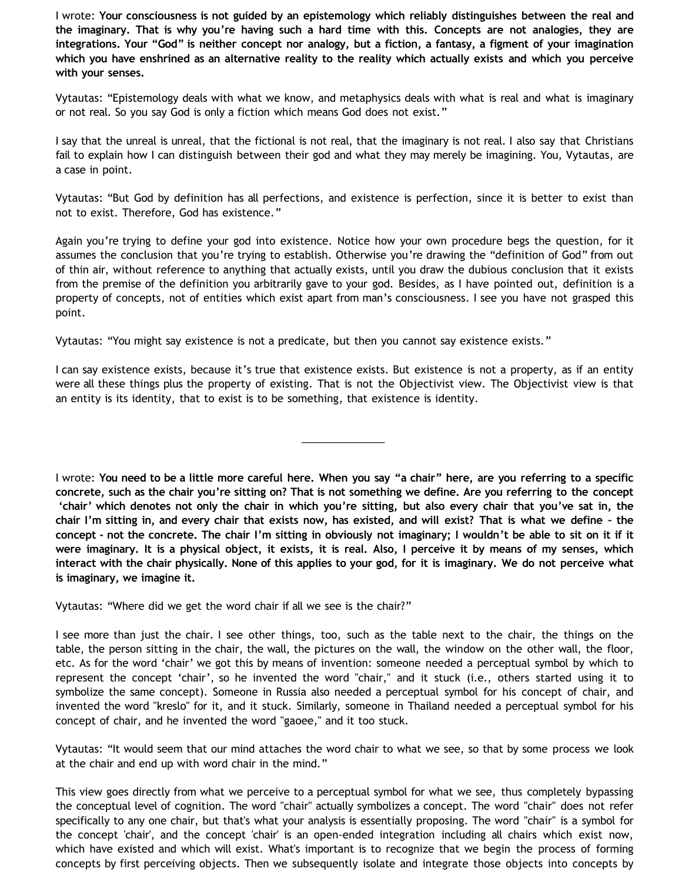I wrote: **Your consciousness is not guided by an epistemology which reliably distinguishes between the real and the imaginary. That is why you're having such a hard time with this. Concepts are not analogies, they are integrations. Your "God" is neither concept nor analogy, but a fiction, a fantasy, a figment of your imagination which you have enshrined as an alternative reality to the reality which actually exists and which you perceive with your senses.**

Vytautas: "Epistemology deals with what we know, and metaphysics deals with what is real and what is imaginary or not real. So you say God is only a fiction which means God does not exist."

I say that the unreal is unreal, that the fictional is not real, that the imaginary is not real. I also say that Christians fail to explain how I can distinguish between their god and what they may merely be imagining. You, Vytautas, are a case in point.

Vytautas: "But God by definition has all perfections, and existence is perfection, since it is better to exist than not to exist. Therefore, God has existence."

Again you're trying to define your god into existence. Notice how your own procedure begs the question, for it assumes the conclusion that you're trying to establish. Otherwise you're drawing the "definition of God" from out of thin air, without reference to anything that actually exists, until you draw the dubious conclusion that it exists from the premise of the definition you arbitrarily gave to your god. Besides, as I have pointed out, definition is a property of concepts, not of entities which exist apart from man's consciousness. I see you have not grasped this point.

Vytautas: "You might say existence is not a predicate, but then you cannot say existence exists."

I can say existence exists, because it's true that existence exists. But existence is not a property, as if an entity were all these things plus the property of existing. That is not the Objectivist view. The Objectivist view is that an entity is its identity, that to exist is to be something, that existence is identity.

---

I wrote: **You need to be a little more careful here. When you say "a chair" here, are you referring to a specific concrete, such as the chair you're sitting on? That is not something we define. Are you referring to the concept 'chair' which denotes not only the chair in which you're sitting, but also every chair that you've sat in, the chair I'm sitting in, and every chair that exists now, has existed, and will exist? That is what we define – the concept - not the concrete. The chair I'm sitting in obviously not imaginary; I wouldn't be able to sit on it if it were imaginary. It is a physical object, it exists, it is real. Also, I perceive it by means of my senses, which interact with the chair physically. None of this applies to your god, for it is imaginary. We do not perceive what is imaginary, we imagine it.**

Vytautas: "Where did we get the word chair if all we see is the chair?"

I see more than just the chair. I see other things, too, such as the table next to the chair, the things on the table, the person sitting in the chair, the wall, the pictures on the wall, the window on the other wall, the floor, etc. As for the word 'chair' we got this by means of invention: someone needed a perceptual symbol by which to represent the concept 'chair', so he invented the word "chair," and it stuck (i.e., others started using it to symbolize the same concept). Someone in Russia also needed a perceptual symbol for his concept of chair, and invented the word "kreslo" for it, and it stuck. Similarly, someone in Thailand needed a perceptual symbol for his concept of chair, and he invented the word "gaoee," and it too stuck.

Vytautas: "It would seem that our mind attaches the word chair to what we see, so that by some process we look at the chair and end up with word chair in the mind."

This view goes directly from what we perceive to a perceptual symbol for what we see, thus completely bypassing the conceptual level of cognition. The word "chair" actually symbolizes a concept. The word "chair" does not refer specifically to any one chair, but that's what your analysis is essentially proposing. The word "chair" is a symbol for the concept 'chair', and the concept 'chair' is an open-ended integration including all chairs which exist now, which have existed and which will exist. What's important is to recognize that we begin the process of forming concepts by first perceiving objects. Then we subsequently isolate and integrate those objects into concepts by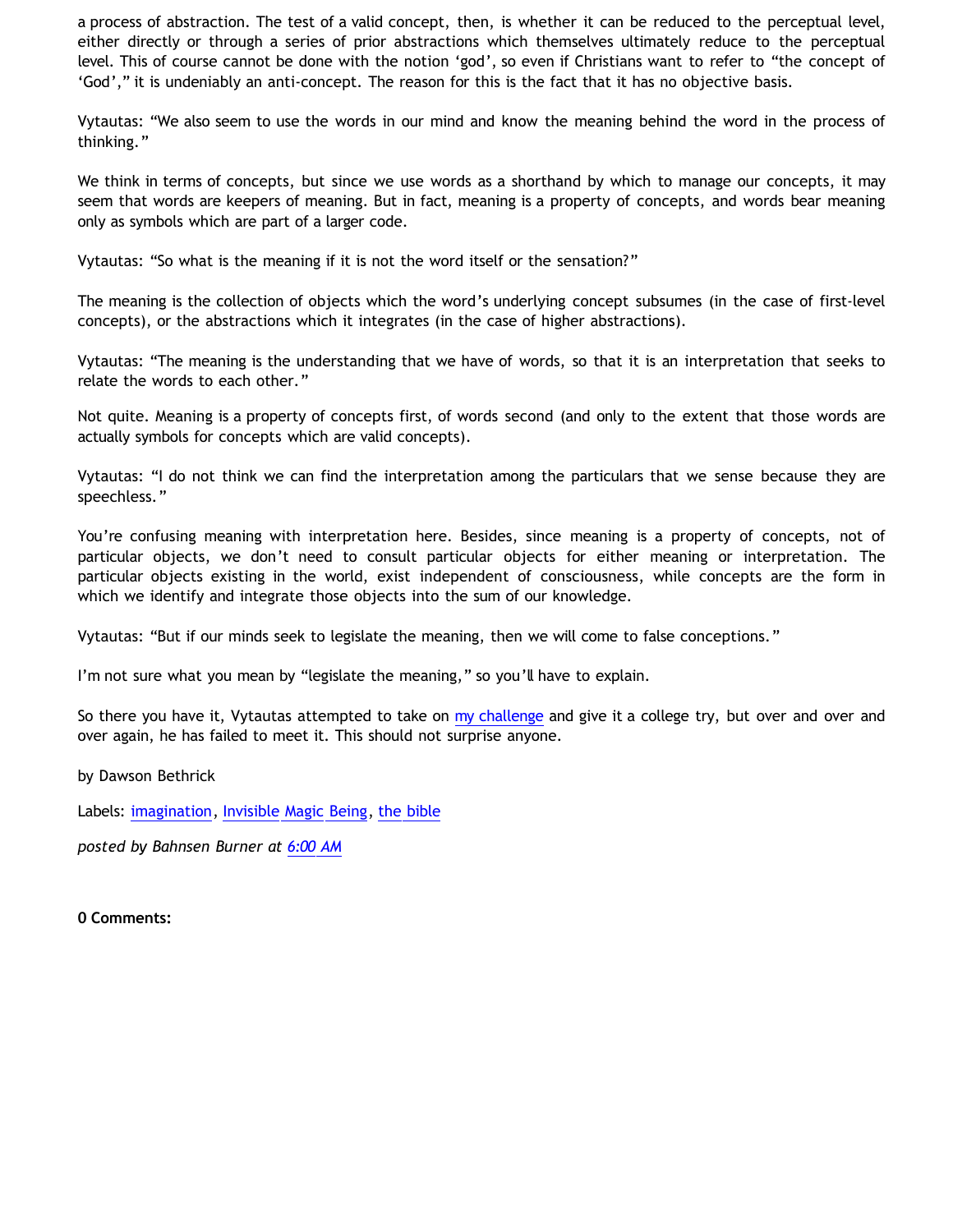a process of abstraction. The test of a valid concept, then, is whether it can be reduced to the perceptual level, either directly or through a series of prior abstractions which themselves ultimately reduce to the perceptual level. This of course cannot be done with the notion 'god', so even if Christians want to refer to "the concept of 'God'," it is undeniably an anti-concept. The reason for this is the fact that it has no objective basis.

Vytautas: "We also seem to use the words in our mind and know the meaning behind the word in the process of thinking."

We think in terms of concepts, but since we use words as a shorthand by which to manage our concepts, it may seem that words are keepers of meaning. But in fact, meaning is a property of concepts, and words bear meaning only as symbols which are part of a larger code.

Vytautas: "So what is the meaning if it is not the word itself or the sensation?"

The meaning is the collection of objects which the word's underlying concept subsumes (in the case of first-level concepts), or the abstractions which it integrates (in the case of higher abstractions).

Vytautas: "The meaning is the understanding that we have of words, so that it is an interpretation that seeks to relate the words to each other."

Not quite. Meaning is a property of concepts first, of words second (and only to the extent that those words are actually symbols for concepts which are valid concepts).

Vytautas: "I do not think we can find the interpretation among the particulars that we sense because they are speechless."

You're confusing meaning with interpretation here. Besides, since meaning is a property of concepts, not of particular objects, we don't need to consult particular objects for either meaning or interpretation. The particular objects existing in the world, exist independent of consciousness, while concepts are the form in which we identify and integrate those objects into the sum of our knowledge.

Vytautas: "But if our minds seek to legislate the meaning, then we will come to false conceptions."

I'm not sure what you mean by "legislate the meaning," so you'll have to explain.

So there you have it, Vytautas attempted to take on my challenge and give it a college try, but over and over and over again, he has failed to meet it. This should not surprise anyone.

by Dawson Bethrick

Labels: imagination, Invisible Magic Being, the bible

*posted by Bahnsen Burner at 6:00 AM*

**0 Comments:**